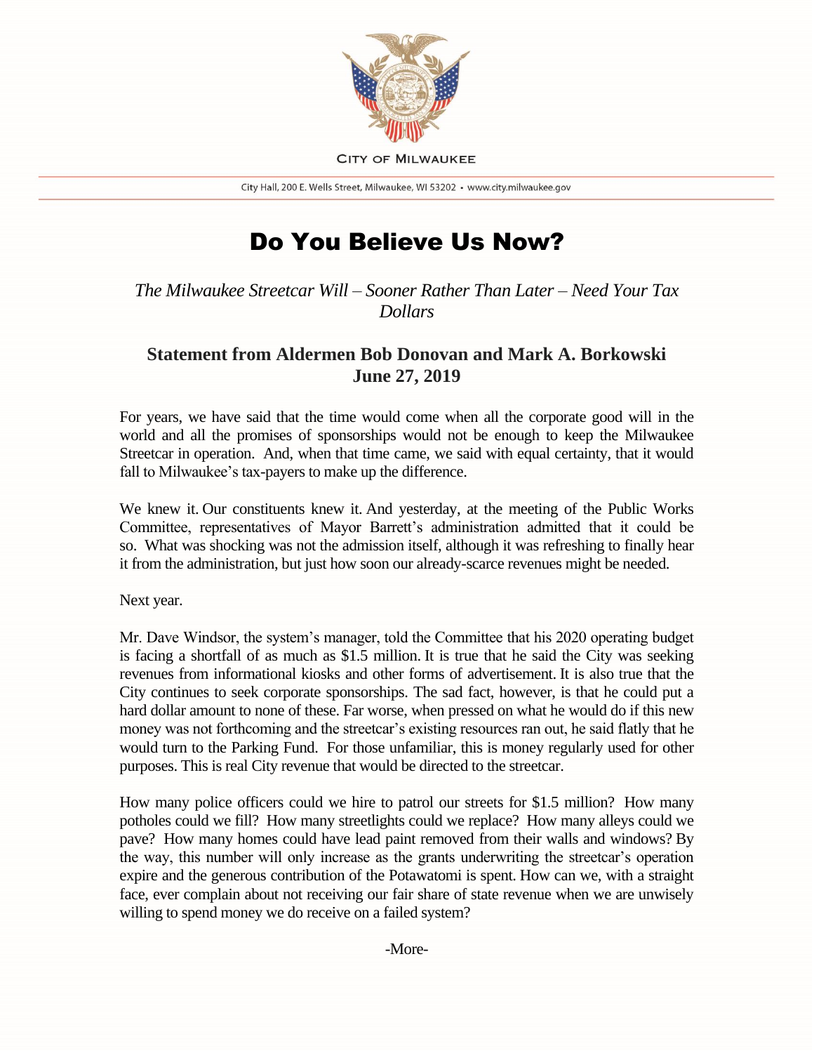CITY OF MILWAUKEE

City Hall, 200 E. Wells Street, Milwaukee, WI 53202 • www.city.milwaukee.gov

# Do You Believe Us Now?

*The Milwaukee Streetcar Will – Sooner Rather Than Later – Need Your Tax Dollars*

## Statement from Aldermen Bob Donovan and Mark A. Borkowski June 27, 2019

For years, we have said that the time would come when all the corporate good will in the world and all the promises of sponsorships would not be enough to keep the Milwaukee Streetcar in operation. And, when that time came, we said with equal certainty, that it would fall to Milwaukee's tax-payers to make up the difference.

We knew it. Our constituents knew it. And yesterday, at the meeting of the Public Works Committee, representatives of Mayor Barrett's administration admitted that it could be so. What was shocking was not the admission itself, although it was refreshing to finally hear it from the administration, but just how soon our already-scarce revenues might be needed.

Next year.

Mr. Dave Windsor, the system's manager, told the Committee that his 2020 operating budget is facing a shortfall of as much as $1.5 million. It is true that he said the City was seeking revenues from informational kiosks and other forms of advertisement. It is also true that the City continues to seek corporate sponsorships. The sad fact, however, is that he could put a hard dollar amount to none of these. Far worse, when pressed on what he would do if this new money was not forthcoming and the streetcar's existing resources ran out, he said flatly that he would turn to the Parking Fund. For those unfamiliar, this is money regularly used for other purposes. This is real City revenue that would be directed to the streetcar.

How many police officers could we hire to patrol our streets for $1.5 million? How many potholes could we fill? How many streetlights could we replace? How many alleys could we pave? How many homes could have lead paint removed from their walls and windows? By the way, this number will only increase as the grants underwriting the streetcar's operation expire and the generous contribution of the Potawatomi is spent. How can we, with a straight face, ever complain about not receiving our fair share of state revenue when we are unwisely willing to spend money we do receive on a failed system?

-More-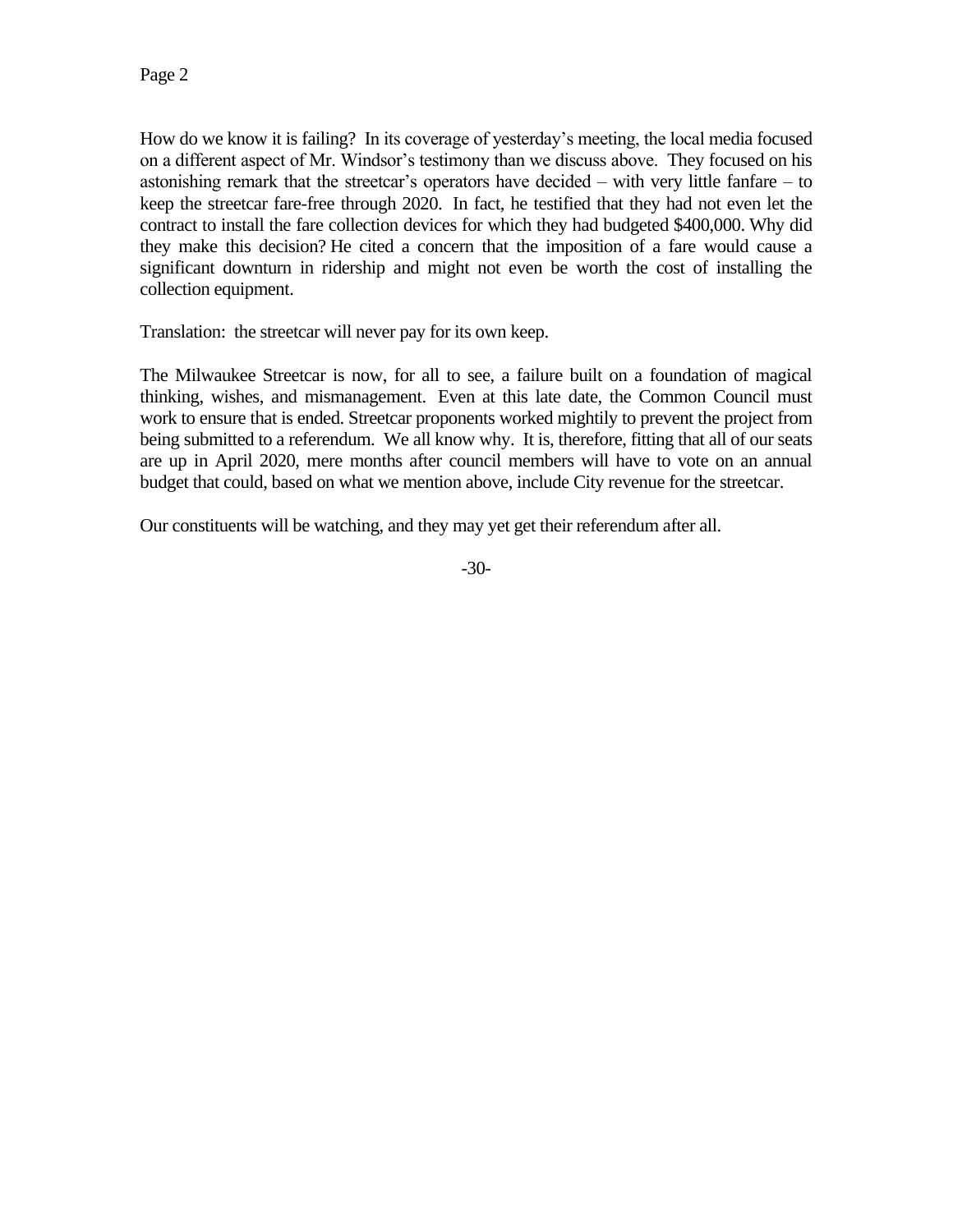How do we know it is failing? In its coverage of yesterday's meeting, the local media focused on a different aspect of Mr. Windsor's testimony than we discuss above. They focused on his astonishing remark that the streetcar's operators have decided – with very little fanfare – to keep the streetcar fare-free through 2020. In fact, he testified that they had not even let the contract to install the fare collection devices for which they had budgeted $400,000. Why did they make this decision? He cited a concern that the imposition of a fare would cause a significant downturn in ridership and might not even be worth the cost of installing the collection equipment.

Translation: the streetcar will never pay for its own keep.

The Milwaukee Streetcar is now, for all to see, a failure built on a foundation of magical thinking, wishes, and mismanagement. Even at this late date, the Common Council must work to ensure that is ended. Streetcar proponents worked mightily to prevent the project from being submitted to a referendum. We all know why. It is, therefore, fitting that all of our seats are up in April 2020, mere months after council members will have to vote on an annual budget that could, based on what we mention above, include City revenue for the streetcar.

Our constituents will be watching, and they may yet get their referendum after all.

-30-